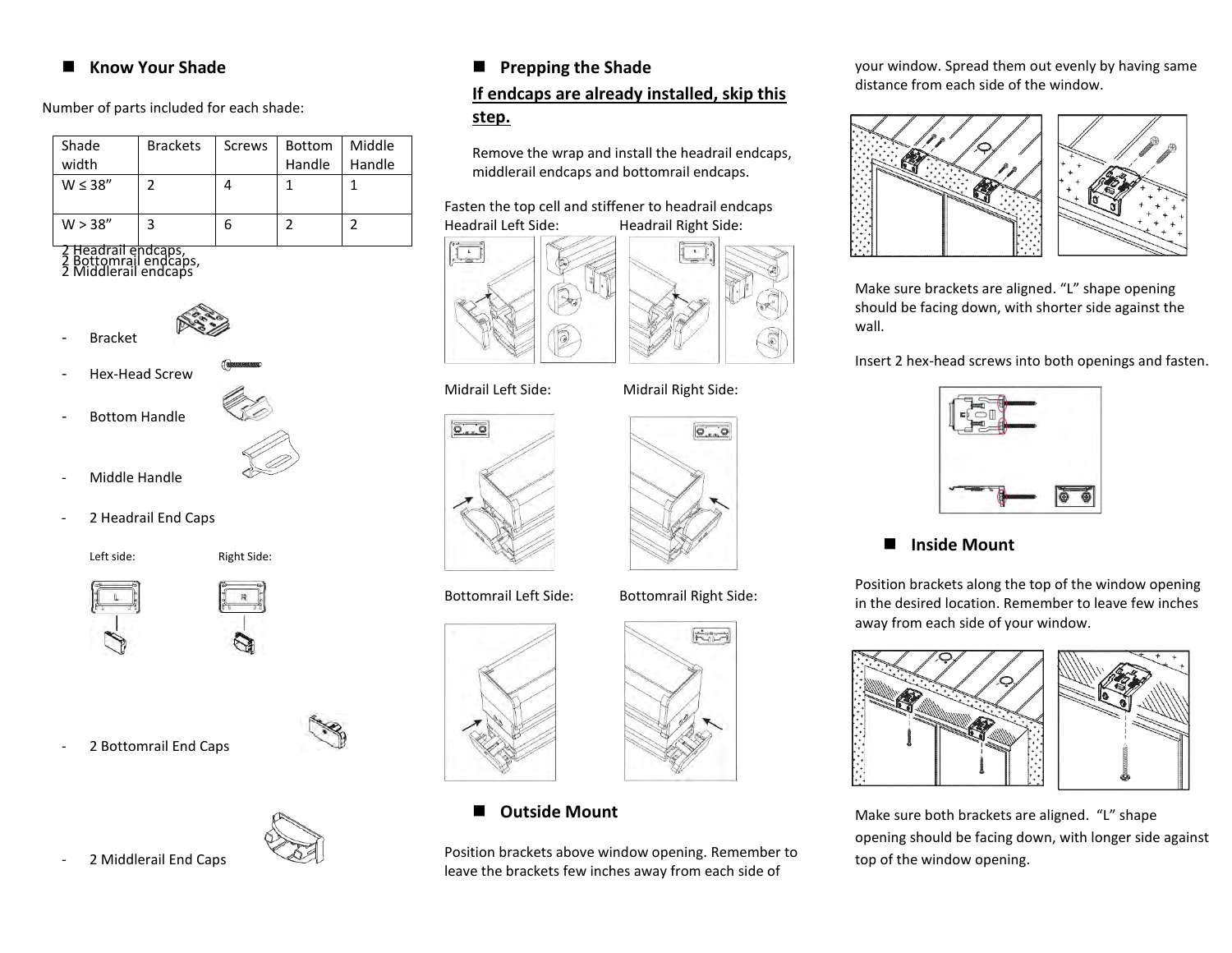## Know Your Shade

Number of parts included for each shade:

| Shade width | Brackets | Screws | Bottom Handle | Middle Handle |
|---|---|---|---|---|
| W ≤ 38” | 2 | 4 | 1 | 1 |
| W > 38” | 3 | 6 | 2 | 2 |

2 Headrail endcaps,
2 Bottomrail endcaps,
2 Middlerail endcaps

- Bracket
- Hex-Head Screw
- Bottom Handle
- Middle Handle
- 2 Headrail End Caps

Left side: Right Side:

- 2 Bottomrail End Caps
- 2 Middlerail End Caps

## Prepping the Shade

**<u>If endcaps are already installed, skip this step.</u>**

Remove the wrap and install the headrail endcaps, middlerail endcaps and bottomrail endcaps.

Fasten the top cell and stiffener to headrail endcaps

Headrail Left Side: Headrail Right Side:

Midrail Left Side: Midrail Right Side:

Bottomrail Left Side: Bottomrail Right Side:

## Outside Mount

Position brackets above window opening. Remember to leave the brackets few inches away from each side of your window. Spread them out evenly by having same distance from each side of the window.

Make sure brackets are aligned. “L” shape opening should be facing down, with shorter side against the wall.

Insert 2 hex-head screws into both openings and fasten.

## Inside Mount

Position brackets along the top of the window opening in the desired location. Remember to leave few inches away from each side of your window.

Make sure both brackets are aligned. “L” shape opening should be facing down, with longer side against top of the window opening.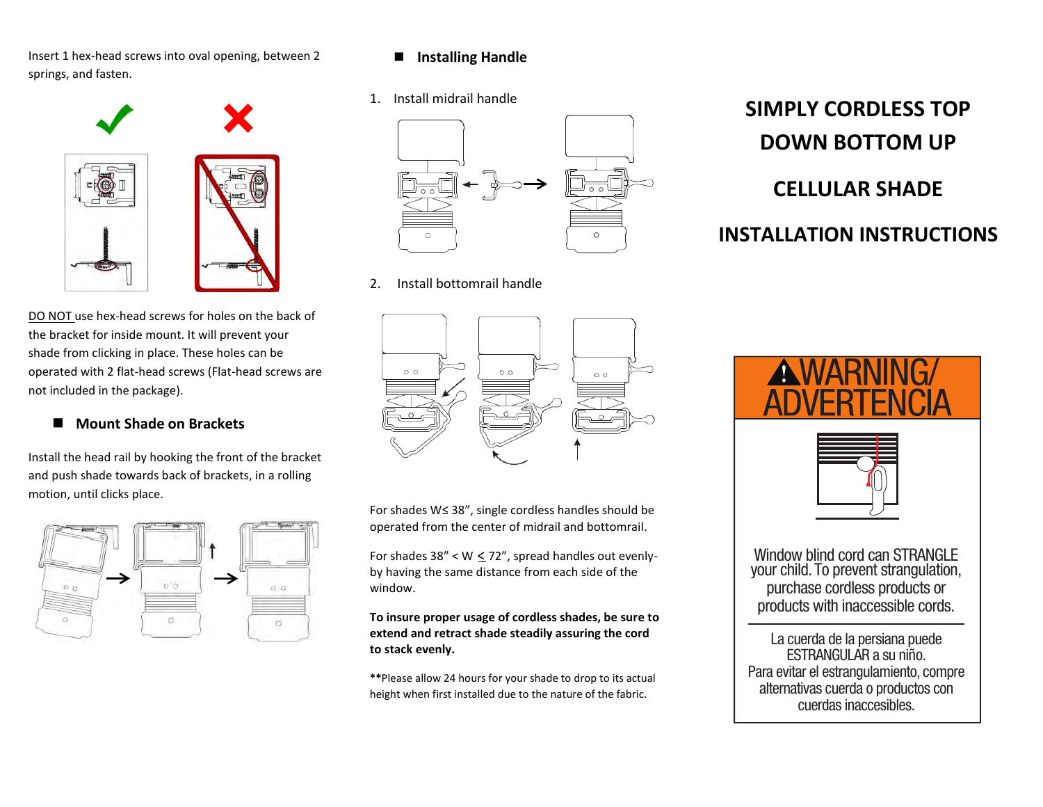Insert 1 hex-head screws into oval opening, between 2 springs, and fasten.

DO NOT use hex-head screws for holes on the back of the bracket for inside mount. It will prevent your shade from clicking in place. These holes can be operated with 2 flat-head screws (Flat-head screws are not included in the package).

## Mount Shade on Brackets

Install the head rail by hooking the front of the bracket and push shade towards back of brackets, in a rolling motion, until clicks place.

## Installing Handle

1. Install midrail handle

2. Install bottomrail handle

For shades W≤ 38”, single cordless handles should be operated from the center of midrail and bottomrail.

For shades 38” < W ≤ 72”, spread handles out evenly-by having the same distance from each side of the window.

**To insure proper usage of cordless shades, be sure to extend and retract shade steadily assuring the cord to stack evenly.**

**Please allow 24 hours for your shade to drop to its actual height when first installed due to the nature of the fabric.

# SIMPLY CORDLESS TOP DOWN BOTTOM UP

# CELLULAR SHADE

# INSTALLATION INSTRUCTIONS

**WARNING/ ADVERTENCIA**

Window blind cord can STRANGLE your child. To prevent strangulation, purchase cordless products or products with inaccessible cords.

La cuerda de la persiana puede ESTRANGULAR a su niño. Para evitar el estrangulamiento, compre alternativas cuerda o productos con cuerdas inaccesibles.